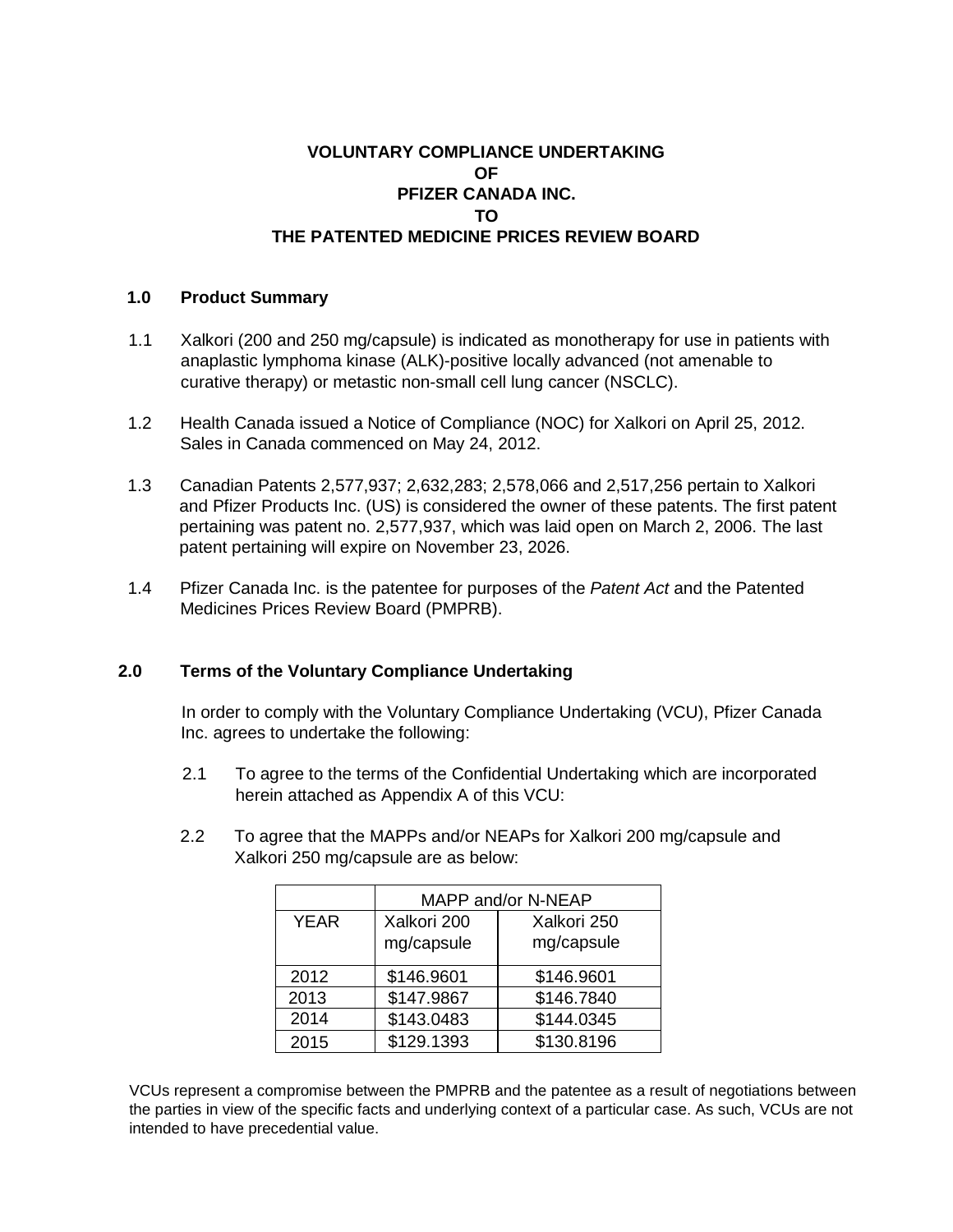# VOLUNTARY COMPLIANCE UNDERTAKING OF PFIZER CANADA INC. TO THE PATENTED MEDICINE PRICES REVIEW BOARD

## 1.0 Product Summary

1.1 Xalkori (200 and 250 mg/capsule) is indicated as monotherapy for use in patients with anaplastic lymphoma kinase (ALK)-positive locally advanced (not amenable to curative therapy) or metastic non-small cell lung cancer (NSCLC).

1.2 Health Canada issued a Notice of Compliance (NOC) for Xalkori on April 25, 2012. Sales in Canada commenced on May 24, 2012.

1.3 Canadian Patents 2,577,937; 2,632,283; 2,578,066 and 2,517,256 pertain to Xalkori and Pfizer Products Inc. (US) is considered the owner of these patents. The first patent pertaining was patent no. 2,577,937, which was laid open on March 2, 2006. The last patent pertaining will expire on November 23, 2026.

1.4 Pfizer Canada Inc. is the patentee for purposes of the *Patent Act* and the Patented Medicines Prices Review Board (PMPRB).

## 2.0 Terms of the Voluntary Compliance Undertaking

In order to comply with the Voluntary Compliance Undertaking (VCU), Pfizer Canada Inc. agrees to undertake the following:

2.1 To agree to the terms of the Confidential Undertaking which are incorporated herein attached as Appendix A of this VCU:

2.2 To agree that the MAPPs and/or NEAPs for Xalkori 200 mg/capsule and Xalkori 250 mg/capsule are as below:

| | MAPP and/or N-NEAP | |
|---|---|---|
| YEAR | Xalkori 200 mg/capsule | Xalkori 250 mg/capsule |
| 2012 | $146.9601 | $146.9601 |
| 2013 | $147.9867 | $146.7840 |
| 2014 | $143.0483 | $144.0345 |
| 2015 | $129.1393 | $130.8196 |

VCUs represent a compromise between the PMPRB and the patentee as a result of negotiations between the parties in view of the specific facts and underlying context of a particular case. As such, VCUs are not intended to have precedential value.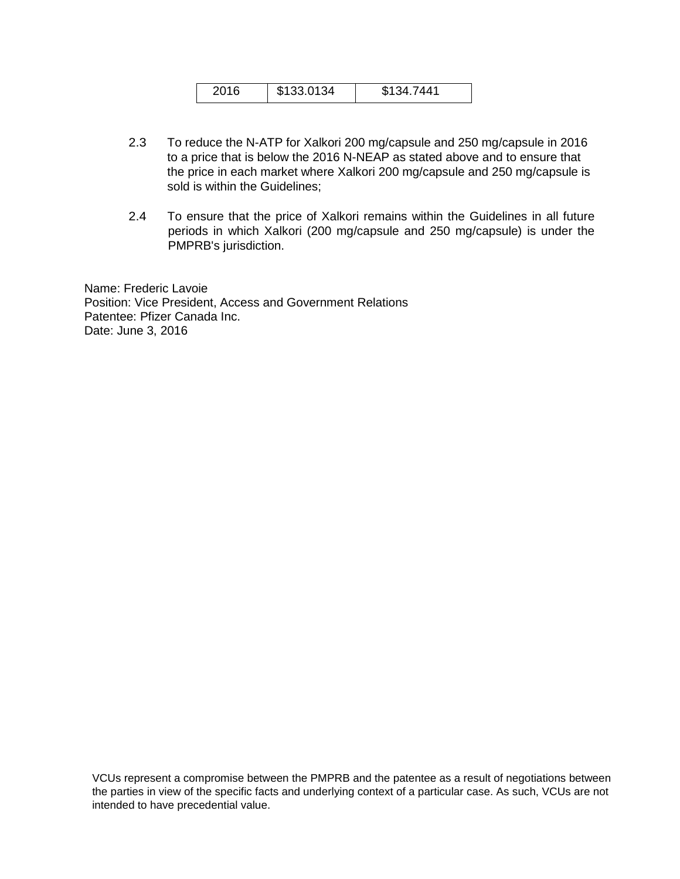| | | |
|---|---|---|
| 2016 | $133.0134 | $134.7441 |

2.3 To reduce the N-ATP for Xalkori 200 mg/capsule and 250 mg/capsule in 2016 to a price that is below the 2016 N-NEAP as stated above and to ensure that the price in each market where Xalkori 200 mg/capsule and 250 mg/capsule is sold is within the Guidelines;

2.4 To ensure that the price of Xalkori remains within the Guidelines in all future periods in which Xalkori (200 mg/capsule and 250 mg/capsule) is under the PMPRB's jurisdiction.

Name: Frederic Lavoie
Position: Vice President, Access and Government Relations
Patentee: Pfizer Canada Inc.
Date: June 3, 2016

VCUs represent a compromise between the PMPRB and the patentee as a result of negotiations between the parties in view of the specific facts and underlying context of a particular case. As such, VCUs are not intended to have precedential value.